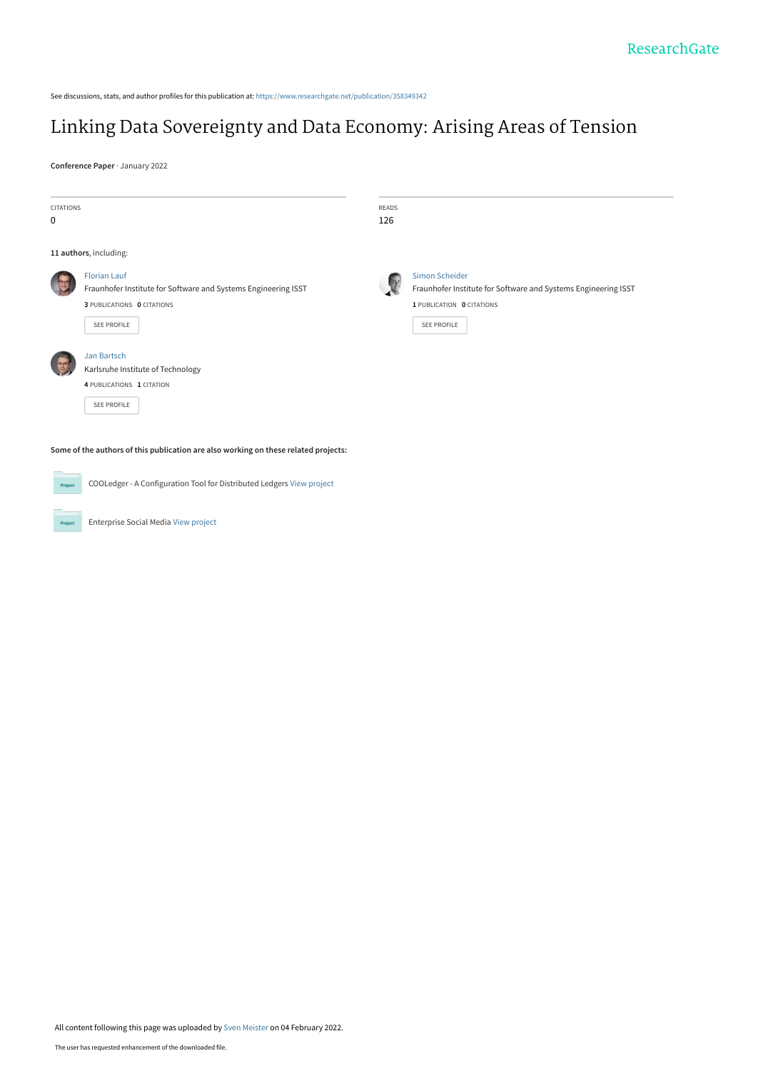See discussions, stats, and author profiles for this publication at: https://www.researchgate.net/publication/358349342

# Linking Data Sovereignty and Data Economy: Arising Areas of Tension

**Conference Paper** · January 2022

| CITATIONS | READS |
| --- | --- |
| 0 | 126 |

**11 authors**, including:

Florian Lauf
Fraunhofer Institute for Software and Systems Engineering ISST
**3** PUBLICATIONS **0** CITATIONS
SEE PROFILE

Simon Scheider
Fraunhofer Institute for Software and Systems Engineering ISST
**1** PUBLICATION **0** CITATIONS
SEE PROFILE

Jan Bartsch
Karlsruhe Institute of Technology
**4** PUBLICATIONS **1** CITATION
SEE PROFILE

**Some of the authors of this publication are also working on these related projects:**

COOLedger - A Configuration Tool for Distributed Ledgers View project

Enterprise Social Media View project

All content following this page was uploaded by Sven Meister on 04 February 2022.

The user has requested enhancement of the downloaded file.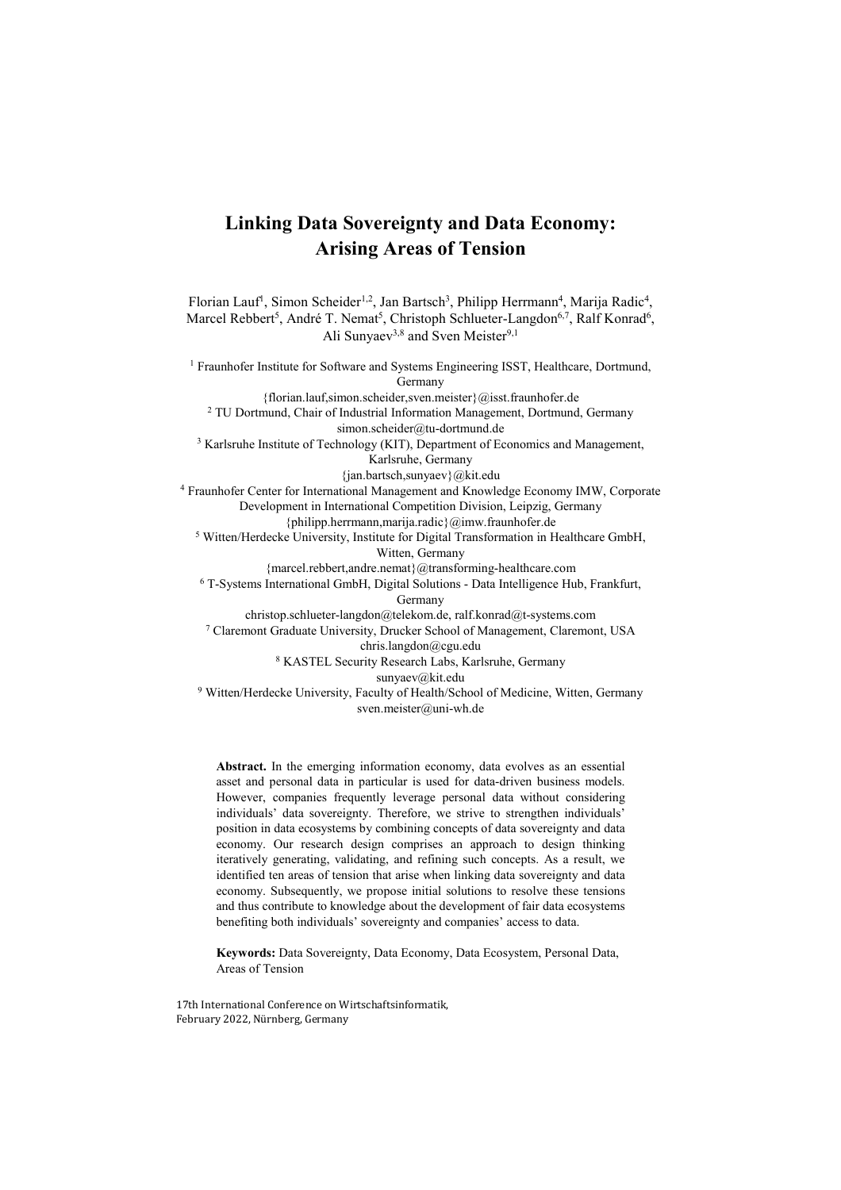# Linking Data Sovereignty and Data Economy: Arising Areas of Tension

Florian Lauf[1], Simon Scheider[1,2], Jan Bartsch[3], Philipp Herrmann[4], Marija Radic[4], Marcel Rebbert[5], André T. Nemat[5], Christoph Schlueter-Langdon[6,7], Ralf Konrad[6], Ali Sunyaev[3,8] and Sven Meister[9,1]

[1] Fraunhofer Institute for Software and Systems Engineering ISST, Healthcare, Dortmund, Germany
{florian.lauf,simon.scheider,sven.meister}@isst.fraunhofer.de

[2] TU Dortmund, Chair of Industrial Information Management, Dortmund, Germany
simon.scheider@tu-dortmund.de

[3] Karlsruhe Institute of Technology (KIT), Department of Economics and Management, Karlsruhe, Germany
{jan.bartsch,sunyaev}@kit.edu

[4] Fraunhofer Center for International Management and Knowledge Economy IMW, Corporate Development in International Competition Division, Leipzig, Germany
{philipp.herrmann,marija.radic}@imw.fraunhofer.de

[5] Witten/Herdecke University, Institute for Digital Transformation in Healthcare GmbH, Witten, Germany
{marcel.rebbert,andre.nemat}@transforming-healthcare.com

[6] T-Systems International GmbH, Digital Solutions - Data Intelligence Hub, Frankfurt, Germany
christop.schlueter-langdon@telekom.de, ralf.konrad@t-systems.com

[7] Claremont Graduate University, Drucker School of Management, Claremont, USA
chris.langdon@cgu.edu

[8] KASTEL Security Research Labs, Karlsruhe, Germany
sunyaev@kit.edu

[9] Witten/Herdecke University, Faculty of Health/School of Medicine, Witten, Germany
sven.meister@uni-wh.de

**Abstract.** In the emerging information economy, data evolves as an essential asset and personal data in particular is used for data-driven business models. However, companies frequently leverage personal data without considering individuals' data sovereignty. Therefore, we strive to strengthen individuals' position in data ecosystems by combining concepts of data sovereignty and data economy. Our research design comprises an approach to design thinking iteratively generating, validating, and refining such concepts. As a result, we identified ten areas of tension that arise when linking data sovereignty and data economy. Subsequently, we propose initial solutions to resolve these tensions and thus contribute to knowledge about the development of fair data ecosystems benefiting both individuals' sovereignty and companies' access to data.

**Keywords:** Data Sovereignty, Data Economy, Data Ecosystem, Personal Data, Areas of Tension

17th International Conference on Wirtschaftsinformatik,
February 2022, Nürnberg, Germany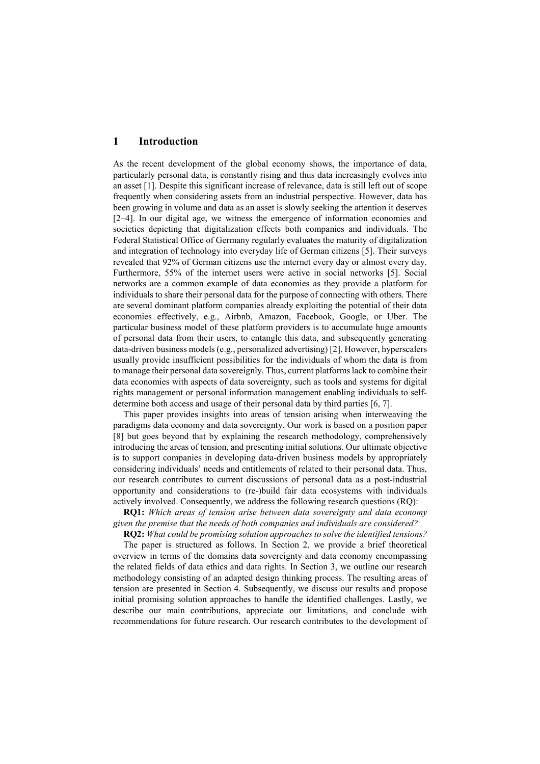# 1 Introduction

As the recent development of the global economy shows, the importance of data, particularly personal data, is constantly rising and thus data increasingly evolves into an asset [1]. Despite this significant increase of relevance, data is still left out of scope frequently when considering assets from an industrial perspective. However, data has been growing in volume and data as an asset is slowly seeking the attention it deserves [2–4]. In our digital age, we witness the emergence of information economies and societies depicting that digitalization effects both companies and individuals. The Federal Statistical Office of Germany regularly evaluates the maturity of digitalization and integration of technology into everyday life of German citizens [5]. Their surveys revealed that 92% of German citizens use the internet every day or almost every day. Furthermore, 55% of the internet users were active in social networks [5]. Social networks are a common example of data economies as they provide a platform for individuals to share their personal data for the purpose of connecting with others. There are several dominant platform companies already exploiting the potential of their data economies effectively, e.g., Airbnb, Amazon, Facebook, Google, or Uber. The particular business model of these platform providers is to accumulate huge amounts of personal data from their users, to entangle this data, and subsequently generating data-driven business models (e.g., personalized advertising) [2]. However, hyperscalers usually provide insufficient possibilities for the individuals of whom the data is from to manage their personal data sovereignly. Thus, current platforms lack to combine their data economies with aspects of data sovereignty, such as tools and systems for digital rights management or personal information management enabling individuals to self-determine both access and usage of their personal data by third parties [6, 7].

This paper provides insights into areas of tension arising when interweaving the paradigms data economy and data sovereignty. Our work is based on a position paper [8] but goes beyond that by explaining the research methodology, comprehensively introducing the areas of tension, and presenting initial solutions. Our ultimate objective is to support companies in developing data-driven business models by appropriately considering individuals' needs and entitlements of related to their personal data. Thus, our research contributes to current discussions of personal data as a post-industrial opportunity and considerations to (re-)build fair data ecosystems with individuals actively involved. Consequently, we address the following research questions (RQ):

**RQ1:** *Which areas of tension arise between data sovereignty and data economy given the premise that the needs of both companies and individuals are considered?*

**RQ2:** *What could be promising solution approaches to solve the identified tensions?*

The paper is structured as follows. In Section 2, we provide a brief theoretical overview in terms of the domains data sovereignty and data economy encompassing the related fields of data ethics and data rights. In Section 3, we outline our research methodology consisting of an adapted design thinking process. The resulting areas of tension are presented in Section 4. Subsequently, we discuss our results and propose initial promising solution approaches to handle the identified challenges. Lastly, we describe our main contributions, appreciate our limitations, and conclude with recommendations for future research. Our research contributes to the development of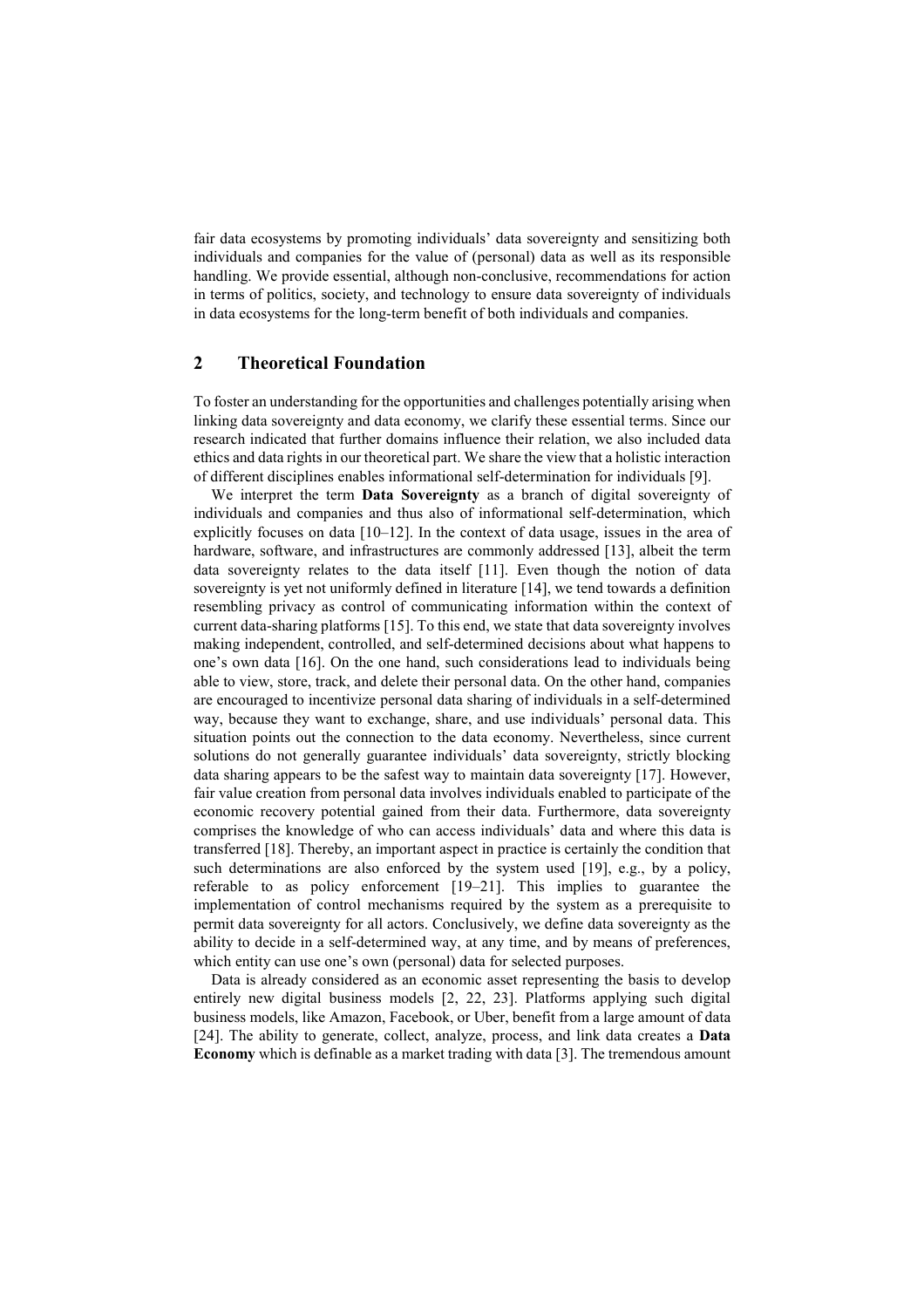fair data ecosystems by promoting individuals' data sovereignty and sensitizing both individuals and companies for the value of (personal) data as well as its responsible handling. We provide essential, although non-conclusive, recommendations for action in terms of politics, society, and technology to ensure data sovereignty of individuals in data ecosystems for the long-term benefit of both individuals and companies.

## 2 Theoretical Foundation

To foster an understanding for the opportunities and challenges potentially arising when linking data sovereignty and data economy, we clarify these essential terms. Since our research indicated that further domains influence their relation, we also included data ethics and data rights in our theoretical part. We share the view that a holistic interaction of different disciplines enables informational self-determination for individuals [9].

We interpret the term **Data Sovereignty** as a branch of digital sovereignty of individuals and companies and thus also of informational self-determination, which explicitly focuses on data [10–12]. In the context of data usage, issues in the area of hardware, software, and infrastructures are commonly addressed [13], albeit the term data sovereignty relates to the data itself [11]. Even though the notion of data sovereignty is yet not uniformly defined in literature [14], we tend towards a definition resembling privacy as control of communicating information within the context of current data-sharing platforms [15]. To this end, we state that data sovereignty involves making independent, controlled, and self-determined decisions about what happens to one's own data [16]. On the one hand, such considerations lead to individuals being able to view, store, track, and delete their personal data. On the other hand, companies are encouraged to incentivize personal data sharing of individuals in a self-determined way, because they want to exchange, share, and use individuals' personal data. This situation points out the connection to the data economy. Nevertheless, since current solutions do not generally guarantee individuals' data sovereignty, strictly blocking data sharing appears to be the safest way to maintain data sovereignty [17]. However, fair value creation from personal data involves individuals enabled to participate of the economic recovery potential gained from their data. Furthermore, data sovereignty comprises the knowledge of who can access individuals' data and where this data is transferred [18]. Thereby, an important aspect in practice is certainly the condition that such determinations are also enforced by the system used [19], e.g., by a policy, referable to as policy enforcement [19–21]. This implies to guarantee the implementation of control mechanisms required by the system as a prerequisite to permit data sovereignty for all actors. Conclusively, we define data sovereignty as the ability to decide in a self-determined way, at any time, and by means of preferences, which entity can use one's own (personal) data for selected purposes.

Data is already considered as an economic asset representing the basis to develop entirely new digital business models [2, 22, 23]. Platforms applying such digital business models, like Amazon, Facebook, or Uber, benefit from a large amount of data [24]. The ability to generate, collect, analyze, process, and link data creates a **Data Economy** which is definable as a market trading with data [3]. The tremendous amount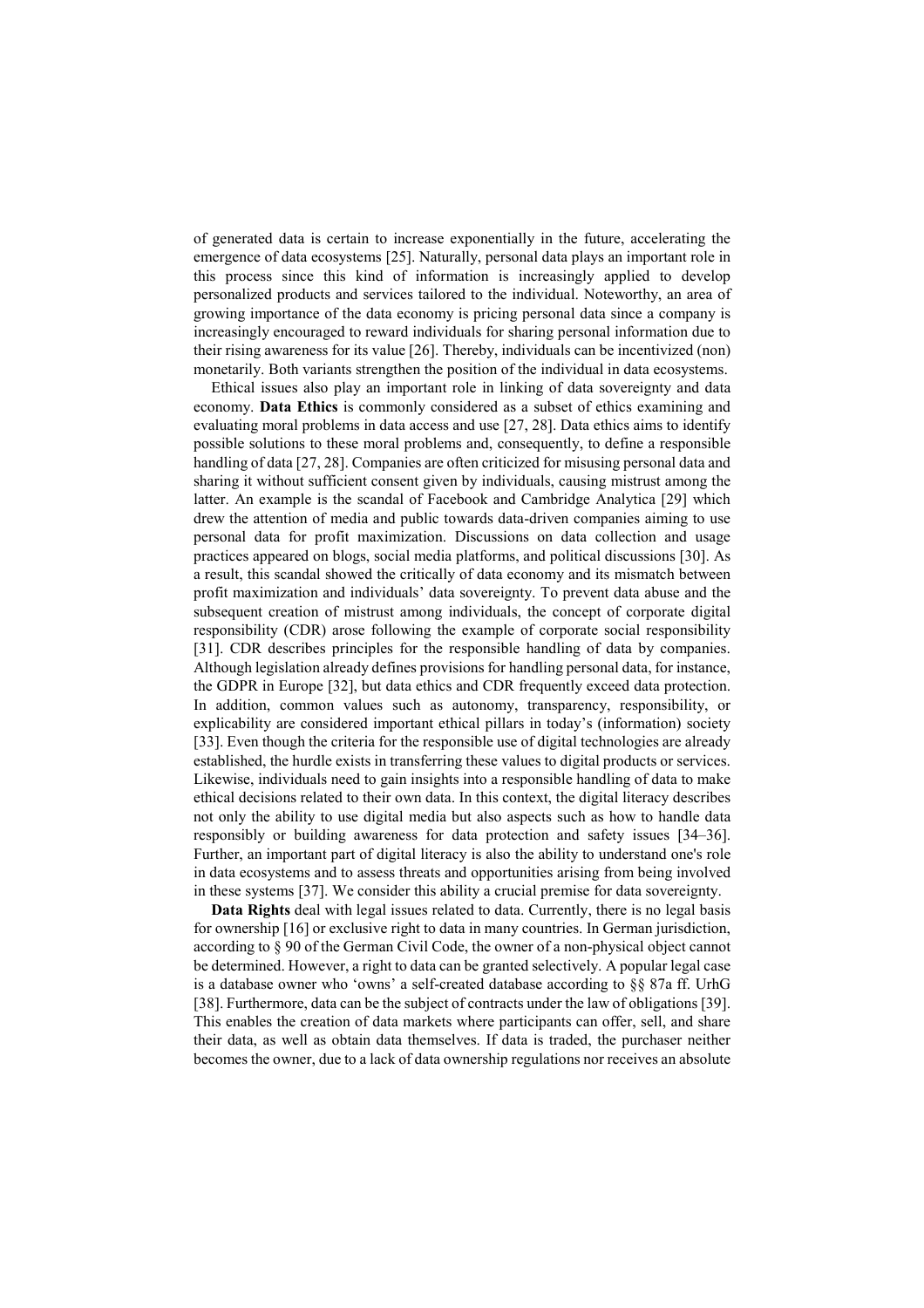of generated data is certain to increase exponentially in the future, accelerating the emergence of data ecosystems [25]. Naturally, personal data plays an important role in this process since this kind of information is increasingly applied to develop personalized products and services tailored to the individual. Noteworthy, an area of growing importance of the data economy is pricing personal data since a company is increasingly encouraged to reward individuals for sharing personal information due to their rising awareness for its value [26]. Thereby, individuals can be incentivized (non) monetarily. Both variants strengthen the position of the individual in data ecosystems.

Ethical issues also play an important role in linking of data sovereignty and data economy. **Data Ethics** is commonly considered as a subset of ethics examining and evaluating moral problems in data access and use [27, 28]. Data ethics aims to identify possible solutions to these moral problems and, consequently, to define a responsible handling of data [27, 28]. Companies are often criticized for misusing personal data and sharing it without sufficient consent given by individuals, causing mistrust among the latter. An example is the scandal of Facebook and Cambridge Analytica [29] which drew the attention of media and public towards data-driven companies aiming to use personal data for profit maximization. Discussions on data collection and usage practices appeared on blogs, social media platforms, and political discussions [30]. As a result, this scandal showed the critically of data economy and its mismatch between profit maximization and individuals' data sovereignty. To prevent data abuse and the subsequent creation of mistrust among individuals, the concept of corporate digital responsibility (CDR) arose following the example of corporate social responsibility [31]. CDR describes principles for the responsible handling of data by companies. Although legislation already defines provisions for handling personal data, for instance, the GDPR in Europe [32], but data ethics and CDR frequently exceed data protection. In addition, common values such as autonomy, transparency, responsibility, or explicability are considered important ethical pillars in today's (information) society [33]. Even though the criteria for the responsible use of digital technologies are already established, the hurdle exists in transferring these values to digital products or services. Likewise, individuals need to gain insights into a responsible handling of data to make ethical decisions related to their own data. In this context, the digital literacy describes not only the ability to use digital media but also aspects such as how to handle data responsibly or building awareness for data protection and safety issues [34–36]. Further, an important part of digital literacy is also the ability to understand one's role in data ecosystems and to assess threats and opportunities arising from being involved in these systems [37]. We consider this ability a crucial premise for data sovereignty.

**Data Rights** deal with legal issues related to data. Currently, there is no legal basis for ownership [16] or exclusive right to data in many countries. In German jurisdiction, according to § 90 of the German Civil Code, the owner of a non-physical object cannot be determined. However, a right to data can be granted selectively. A popular legal case is a database owner who 'owns' a self-created database according to §§ 87a ff. UrhG [38]. Furthermore, data can be the subject of contracts under the law of obligations [39]. This enables the creation of data markets where participants can offer, sell, and share their data, as well as obtain data themselves. If data is traded, the purchaser neither becomes the owner, due to a lack of data ownership regulations nor receives an absolute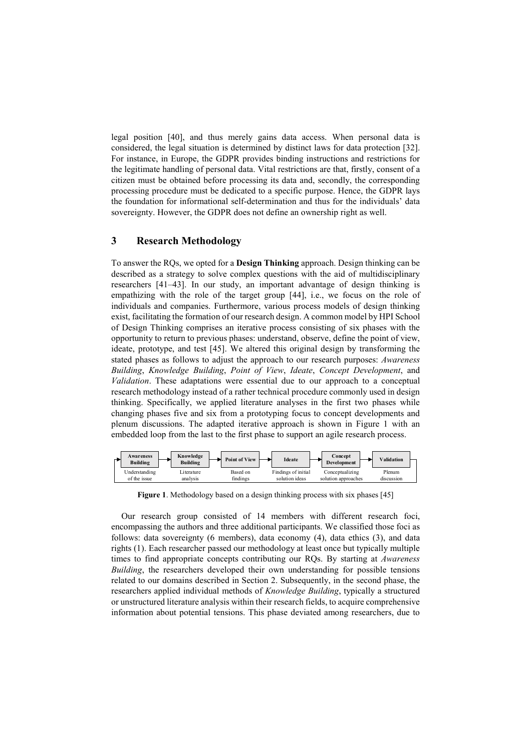legal position [40], and thus merely gains data access. When personal data is considered, the legal situation is determined by distinct laws for data protection [32]. For instance, in Europe, the GDPR provides binding instructions and restrictions for the legitimate handling of personal data. Vital restrictions are that, firstly, consent of a citizen must be obtained before processing its data and, secondly, the corresponding processing procedure must be dedicated to a specific purpose. Hence, the GDPR lays the foundation for informational self-determination and thus for the individuals' data sovereignty. However, the GDPR does not define an ownership right as well.

## 3 Research Methodology

To answer the RQs, we opted for a **Design Thinking** approach. Design thinking can be described as a strategy to solve complex questions with the aid of multidisciplinary researchers [41–43]. In our study, an important advantage of design thinking is empathizing with the role of the target group [44], i.e., we focus on the role of individuals and companies. Furthermore, various process models of design thinking exist, facilitating the formation of our research design. A common model by HPI School of Design Thinking comprises an iterative process consisting of six phases with the opportunity to return to previous phases: understand, observe, define the point of view, ideate, prototype, and test [45]. We altered this original design by transforming the stated phases as follows to adjust the approach to our research purposes: *Awareness Building*, *Knowledge Building*, *Point of View*, *Ideate*, *Concept Development*, and *Validation*. These adaptations were essential due to our approach to a conceptual research methodology instead of a rather technical procedure commonly used in design thinking. Specifically, we applied literature analyses in the first two phases while changing phases five and six from a prototyping focus to concept developments and plenum discussions. The adapted iterative approach is shown in Figure 1 with an embedded loop from the last to the first phase to support an agile research process.

| Awareness Building | Knowledge Building | Point of View | Ideate | Concept Development | Validation |
|---|---|---|---|---|---|
| Understanding of the issue | Literature analysis | Based on findings | Findings of initial solution ideas | Conceptualizing solution approaches | Plenum discussion |

**Figure 1**. Methodology based on a design thinking process with six phases [45]

Our research group consisted of 14 members with different research foci, encompassing the authors and three additional participants. We classified those foci as follows: data sovereignty (6 members), data economy (4), data ethics (3), and data rights (1). Each researcher passed our methodology at least once but typically multiple times to find appropriate concepts contributing our RQs. By starting at *Awareness Building*, the researchers developed their own understanding for possible tensions related to our domains described in Section 2. Subsequently, in the second phase, the researchers applied individual methods of *Knowledge Building*, typically a structured or unstructured literature analysis within their research fields, to acquire comprehensive information about potential tensions. This phase deviated among researchers, due to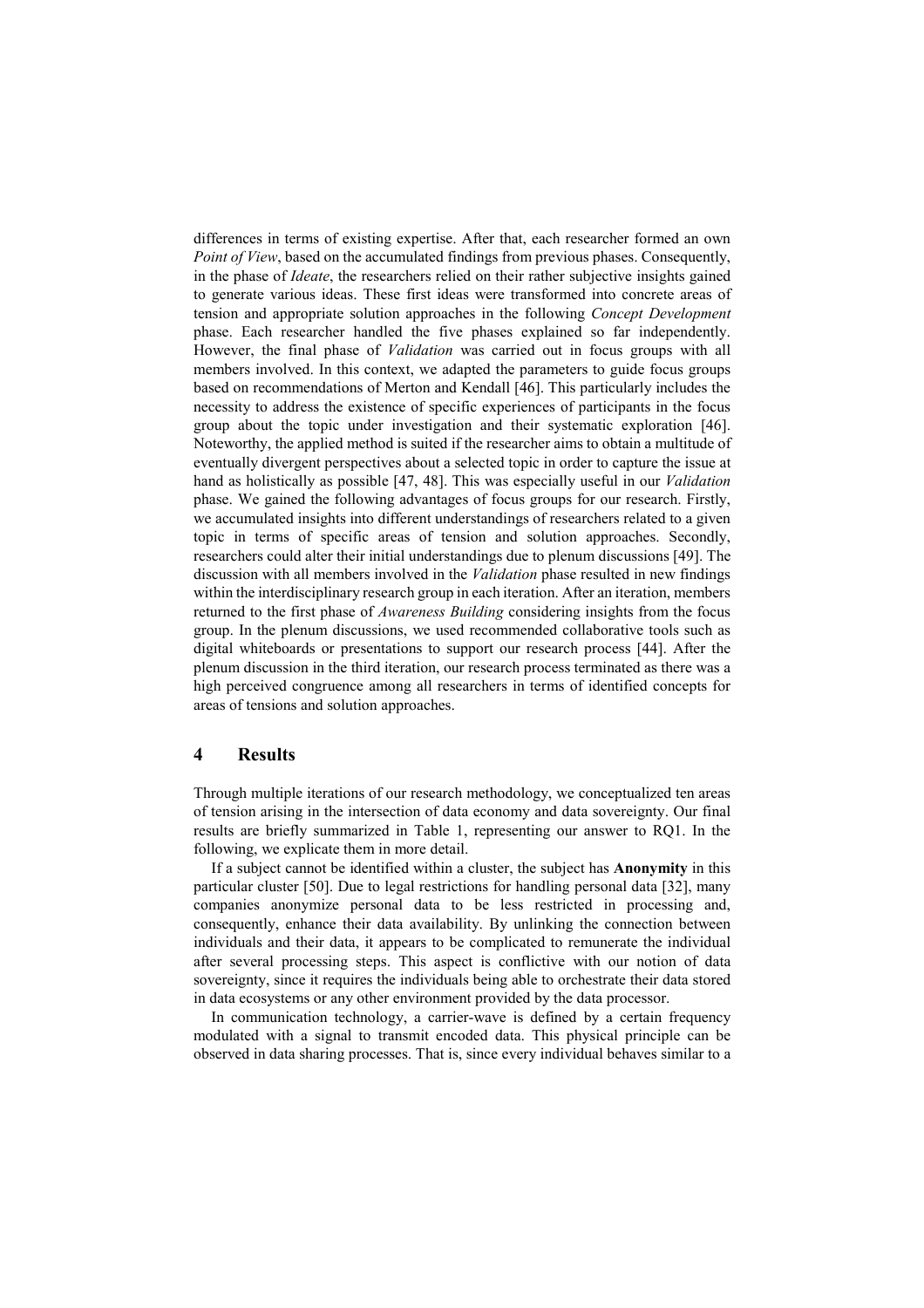differences in terms of existing expertise. After that, each researcher formed an own *Point of View*, based on the accumulated findings from previous phases. Consequently, in the phase of *Ideate*, the researchers relied on their rather subjective insights gained to generate various ideas. These first ideas were transformed into concrete areas of tension and appropriate solution approaches in the following *Concept Development* phase. Each researcher handled the five phases explained so far independently. However, the final phase of *Validation* was carried out in focus groups with all members involved. In this context, we adapted the parameters to guide focus groups based on recommendations of Merton and Kendall [46]. This particularly includes the necessity to address the existence of specific experiences of participants in the focus group about the topic under investigation and their systematic exploration [46]. Noteworthy, the applied method is suited if the researcher aims to obtain a multitude of eventually divergent perspectives about a selected topic in order to capture the issue at hand as holistically as possible [47, 48]. This was especially useful in our *Validation* phase. We gained the following advantages of focus groups for our research. Firstly, we accumulated insights into different understandings of researchers related to a given topic in terms of specific areas of tension and solution approaches. Secondly, researchers could alter their initial understandings due to plenum discussions [49]. The discussion with all members involved in the *Validation* phase resulted in new findings within the interdisciplinary research group in each iteration. After an iteration, members returned to the first phase of *Awareness Building* considering insights from the focus group. In the plenum discussions, we used recommended collaborative tools such as digital whiteboards or presentations to support our research process [44]. After the plenum discussion in the third iteration, our research process terminated as there was a high perceived congruence among all researchers in terms of identified concepts for areas of tensions and solution approaches.

## 4 Results

Through multiple iterations of our research methodology, we conceptualized ten areas of tension arising in the intersection of data economy and data sovereignty. Our final results are briefly summarized in Table 1, representing our answer to RQ1. In the following, we explicate them in more detail.

If a subject cannot be identified within a cluster, the subject has **Anonymity** in this particular cluster [50]. Due to legal restrictions for handling personal data [32], many companies anonymize personal data to be less restricted in processing and, consequently, enhance their data availability. By unlinking the connection between individuals and their data, it appears to be complicated to remunerate the individual after several processing steps. This aspect is conflictive with our notion of data sovereignty, since it requires the individuals being able to orchestrate their data stored in data ecosystems or any other environment provided by the data processor.

In communication technology, a carrier-wave is defined by a certain frequency modulated with a signal to transmit encoded data. This physical principle can be observed in data sharing processes. That is, since every individual behaves similar to a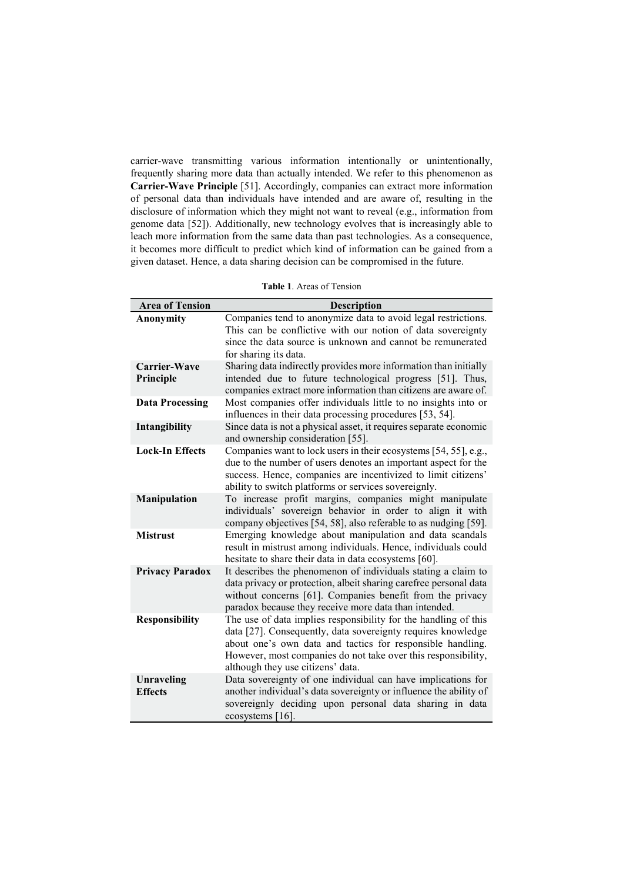carrier-wave transmitting various information intentionally or unintentionally, frequently sharing more data than actually intended. We refer to this phenomenon as **Carrier-Wave Principle** [51]. Accordingly, companies can extract more information of personal data than individuals have intended and are aware of, resulting in the disclosure of information which they might not want to reveal (e.g., information from genome data [52]). Additionally, new technology evolves that is increasingly able to leach more information from the same data than past technologies. As a consequence, it becomes more difficult to predict which kind of information can be gained from a given dataset. Hence, a data sharing decision can be compromised in the future.

**Table 1**. Areas of Tension

| Area of Tension | Description |
|---|---|
| **Anonymity** | Companies tend to anonymize data to avoid legal restrictions. This can be conflictive with our notion of data sovereignty since the data source is unknown and cannot be remunerated for sharing its data. |
| **Carrier-Wave Principle** | Sharing data indirectly provides more information than initially intended due to future technological progress [51]. Thus, companies extract more information than citizens are aware of. |
| **Data Processing** | Most companies offer individuals little to no insights into or influences in their data processing procedures [53, 54]. |
| **Intangibility** | Since data is not a physical asset, it requires separate economic and ownership consideration [55]. |
| **Lock-In Effects** | Companies want to lock users in their ecosystems [54, 55], e.g., due to the number of users denotes an important aspect for the success. Hence, companies are incentivized to limit citizens' ability to switch platforms or services sovereignly. |
| **Manipulation** | To increase profit margins, companies might manipulate individuals' sovereign behavior in order to align it with company objectives [54, 58], also referable to as nudging [59]. |
| **Mistrust** | Emerging knowledge about manipulation and data scandals result in mistrust among individuals. Hence, individuals could hesitate to share their data in data ecosystems [60]. |
| **Privacy Paradox** | It describes the phenomenon of individuals stating a claim to data privacy or protection, albeit sharing carefree personal data without concerns [61]. Companies benefit from the privacy paradox because they receive more data than intended. |
| **Responsibility** | The use of data implies responsibility for the handling of this data [27]. Consequently, data sovereignty requires knowledge about one's own data and tactics for responsible handling. However, most companies do not take over this responsibility, although they use citizens' data. |
| **Unraveling Effects** | Data sovereignty of one individual can have implications for another individual's data sovereignty or influence the ability of sovereignly deciding upon personal data sharing in data ecosystems [16]. |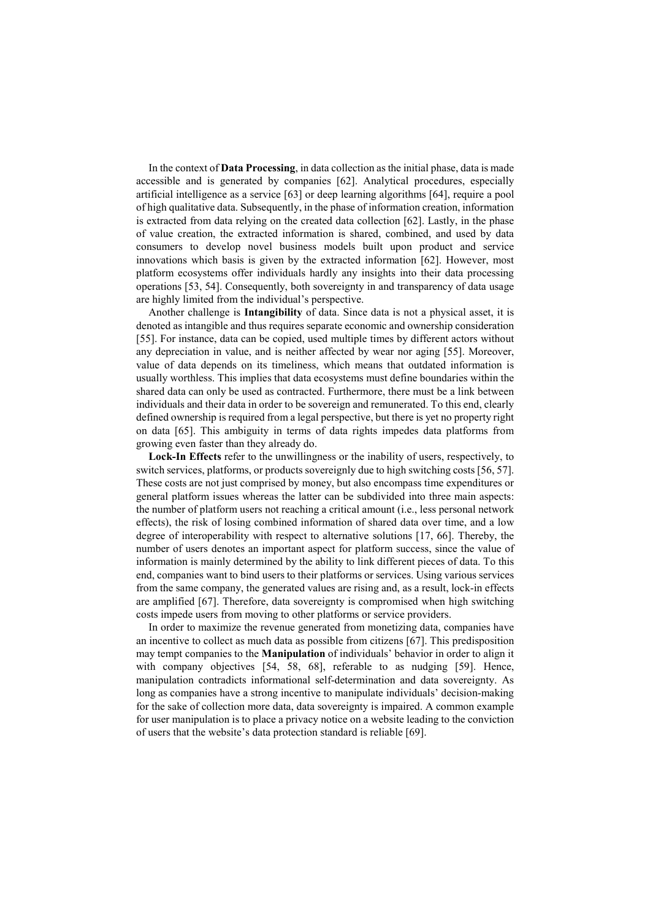In the context of **Data Processing**, in data collection as the initial phase, data is made accessible and is generated by companies [62]. Analytical procedures, especially artificial intelligence as a service [63] or deep learning algorithms [64], require a pool of high qualitative data. Subsequently, in the phase of information creation, information is extracted from data relying on the created data collection [62]. Lastly, in the phase of value creation, the extracted information is shared, combined, and used by data consumers to develop novel business models built upon product and service innovations which basis is given by the extracted information [62]. However, most platform ecosystems offer individuals hardly any insights into their data processing operations [53, 54]. Consequently, both sovereignty in and transparency of data usage are highly limited from the individual's perspective.

Another challenge is **Intangibility** of data. Since data is not a physical asset, it is denoted as intangible and thus requires separate economic and ownership consideration [55]. For instance, data can be copied, used multiple times by different actors without any depreciation in value, and is neither affected by wear nor aging [55]. Moreover, value of data depends on its timeliness, which means that outdated information is usually worthless. This implies that data ecosystems must define boundaries within the shared data can only be used as contracted. Furthermore, there must be a link between individuals and their data in order to be sovereign and remunerated. To this end, clearly defined ownership is required from a legal perspective, but there is yet no property right on data [65]. This ambiguity in terms of data rights impedes data platforms from growing even faster than they already do.

**Lock-In Effects** refer to the unwillingness or the inability of users, respectively, to switch services, platforms, or products sovereignly due to high switching costs [56, 57]. These costs are not just comprised by money, but also encompass time expenditures or general platform issues whereas the latter can be subdivided into three main aspects: the number of platform users not reaching a critical amount (i.e., less personal network effects), the risk of losing combined information of shared data over time, and a low degree of interoperability with respect to alternative solutions [17, 66]. Thereby, the number of users denotes an important aspect for platform success, since the value of information is mainly determined by the ability to link different pieces of data. To this end, companies want to bind users to their platforms or services. Using various services from the same company, the generated values are rising and, as a result, lock-in effects are amplified [67]. Therefore, data sovereignty is compromised when high switching costs impede users from moving to other platforms or service providers.

In order to maximize the revenue generated from monetizing data, companies have an incentive to collect as much data as possible from citizens [67]. This predisposition may tempt companies to the **Manipulation** of individuals' behavior in order to align it with company objectives [54, 58, 68], referable to as nudging [59]. Hence, manipulation contradicts informational self-determination and data sovereignty. As long as companies have a strong incentive to manipulate individuals' decision-making for the sake of collection more data, data sovereignty is impaired. A common example for user manipulation is to place a privacy notice on a website leading to the conviction of users that the website's data protection standard is reliable [69].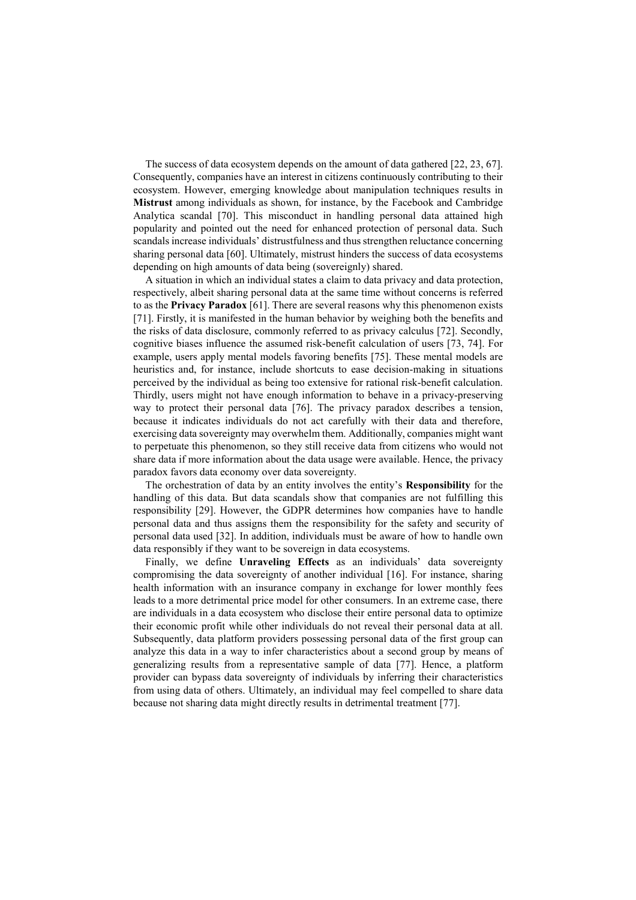The success of data ecosystem depends on the amount of data gathered [22, 23, 67]. Consequently, companies have an interest in citizens continuously contributing to their ecosystem. However, emerging knowledge about manipulation techniques results in **Mistrust** among individuals as shown, for instance, by the Facebook and Cambridge Analytica scandal [70]. This misconduct in handling personal data attained high popularity and pointed out the need for enhanced protection of personal data. Such scandals increase individuals' distrustfulness and thus strengthen reluctance concerning sharing personal data [60]. Ultimately, mistrust hinders the success of data ecosystems depending on high amounts of data being (sovereignly) shared.

A situation in which an individual states a claim to data privacy and data protection, respectively, albeit sharing personal data at the same time without concerns is referred to as the **Privacy Paradox** [61]. There are several reasons why this phenomenon exists [71]. Firstly, it is manifested in the human behavior by weighing both the benefits and the risks of data disclosure, commonly referred to as privacy calculus [72]. Secondly, cognitive biases influence the assumed risk-benefit calculation of users [73, 74]. For example, users apply mental models favoring benefits [75]. These mental models are heuristics and, for instance, include shortcuts to ease decision-making in situations perceived by the individual as being too extensive for rational risk-benefit calculation. Thirdly, users might not have enough information to behave in a privacy-preserving way to protect their personal data [76]. The privacy paradox describes a tension, because it indicates individuals do not act carefully with their data and therefore, exercising data sovereignty may overwhelm them. Additionally, companies might want to perpetuate this phenomenon, so they still receive data from citizens who would not share data if more information about the data usage were available. Hence, the privacy paradox favors data economy over data sovereignty.

The orchestration of data by an entity involves the entity's **Responsibility** for the handling of this data. But data scandals show that companies are not fulfilling this responsibility [29]. However, the GDPR determines how companies have to handle personal data and thus assigns them the responsibility for the safety and security of personal data used [32]. In addition, individuals must be aware of how to handle own data responsibly if they want to be sovereign in data ecosystems.

Finally, we define **Unraveling Effects** as an individuals' data sovereignty compromising the data sovereignty of another individual [16]. For instance, sharing health information with an insurance company in exchange for lower monthly fees leads to a more detrimental price model for other consumers. In an extreme case, there are individuals in a data ecosystem who disclose their entire personal data to optimize their economic profit while other individuals do not reveal their personal data at all. Subsequently, data platform providers possessing personal data of the first group can analyze this data in a way to infer characteristics about a second group by means of generalizing results from a representative sample of data [77]. Hence, a platform provider can bypass data sovereignty of individuals by inferring their characteristics from using data of others. Ultimately, an individual may feel compelled to share data because not sharing data might directly results in detrimental treatment [77].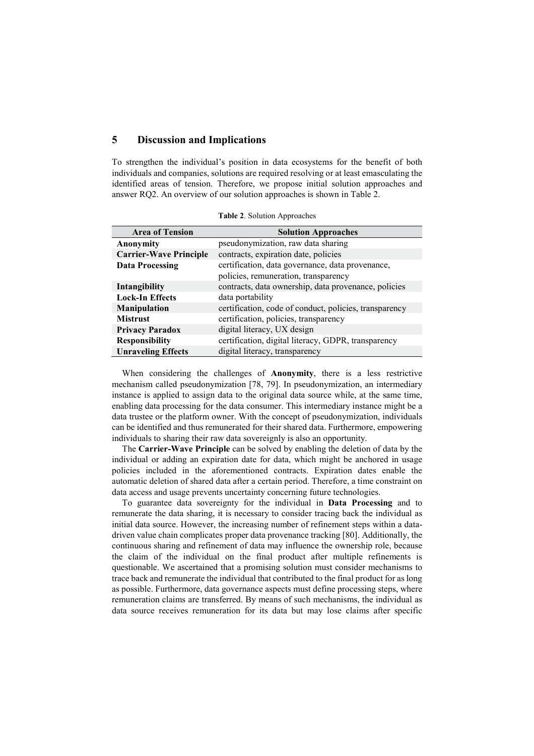## 5 Discussion and Implications

To strengthen the individual's position in data ecosystems for the benefit of both individuals and companies, solutions are required resolving or at least emasculating the identified areas of tension. Therefore, we propose initial solution approaches and answer RQ2. An overview of our solution approaches is shown in Table 2.

**Table 2**. Solution Approaches

| Area of Tension | Solution Approaches |
|---|---|
| **Anonymity** | pseudonymization, raw data sharing |
| **Carrier-Wave Principle** | contracts, expiration date, policies |
| **Data Processing** | certification, data governance, data provenance, policies, remuneration, transparency |
| **Intangibility** | contracts, data ownership, data provenance, policies |
| **Lock-In Effects** | data portability |
| **Manipulation** | certification, code of conduct, policies, transparency |
| **Mistrust** | certification, policies, transparency |
| **Privacy Paradox** | digital literacy, UX design |
| **Responsibility** | certification, digital literacy, GDPR, transparency |
| **Unraveling Effects** | digital literacy, transparency |

When considering the challenges of **Anonymity**, there is a less restrictive mechanism called pseudonymization [78, 79]. In pseudonymization, an intermediary instance is applied to assign data to the original data source while, at the same time, enabling data processing for the data consumer. This intermediary instance might be a data trustee or the platform owner. With the concept of pseudonymization, individuals can be identified and thus remunerated for their shared data. Furthermore, empowering individuals to sharing their raw data sovereignly is also an opportunity.

The **Carrier-Wave Principle** can be solved by enabling the deletion of data by the individual or adding an expiration date for data, which might be anchored in usage policies included in the aforementioned contracts. Expiration dates enable the automatic deletion of shared data after a certain period. Therefore, a time constraint on data access and usage prevents uncertainty concerning future technologies.

To guarantee data sovereignty for the individual in **Data Processing** and to remunerate the data sharing, it is necessary to consider tracing back the individual as initial data source. However, the increasing number of refinement steps within a data-driven value chain complicates proper data provenance tracking [80]. Additionally, the continuous sharing and refinement of data may influence the ownership role, because the claim of the individual on the final product after multiple refinements is questionable. We ascertained that a promising solution must consider mechanisms to trace back and remunerate the individual that contributed to the final product for as long as possible. Furthermore, data governance aspects must define processing steps, where remuneration claims are transferred. By means of such mechanisms, the individual as data source receives remuneration for its data but may lose claims after specific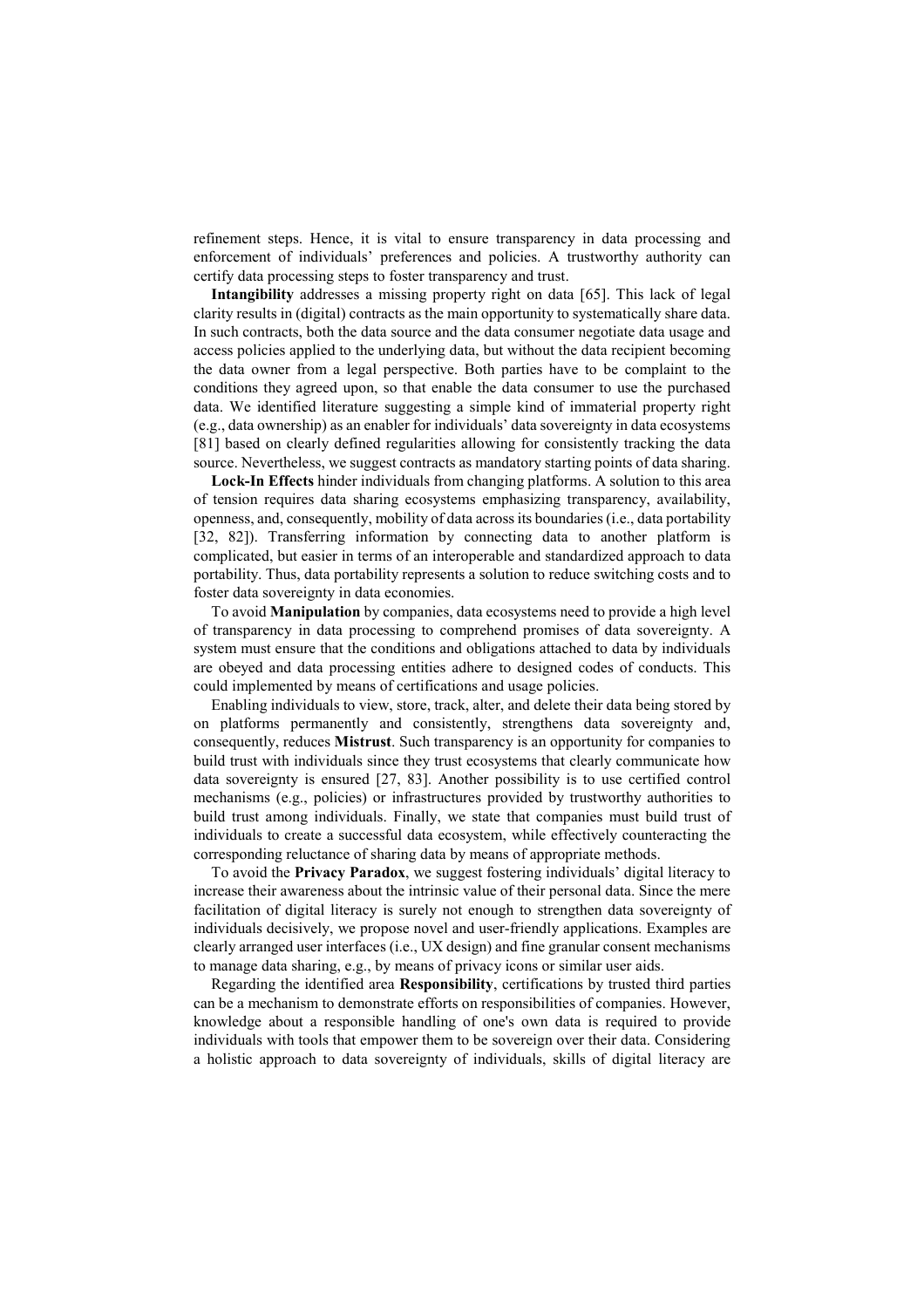refinement steps. Hence, it is vital to ensure transparency in data processing and enforcement of individuals' preferences and policies. A trustworthy authority can certify data processing steps to foster transparency and trust.

**Intangibility** addresses a missing property right on data [65]. This lack of legal clarity results in (digital) contracts as the main opportunity to systematically share data. In such contracts, both the data source and the data consumer negotiate data usage and access policies applied to the underlying data, but without the data recipient becoming the data owner from a legal perspective. Both parties have to be complaint to the conditions they agreed upon, so that enable the data consumer to use the purchased data. We identified literature suggesting a simple kind of immaterial property right (e.g., data ownership) as an enabler for individuals' data sovereignty in data ecosystems [81] based on clearly defined regularities allowing for consistently tracking the data source. Nevertheless, we suggest contracts as mandatory starting points of data sharing.

**Lock-In Effects** hinder individuals from changing platforms. A solution to this area of tension requires data sharing ecosystems emphasizing transparency, availability, openness, and, consequently, mobility of data across its boundaries (i.e., data portability [32, 82]). Transferring information by connecting data to another platform is complicated, but easier in terms of an interoperable and standardized approach to data portability. Thus, data portability represents a solution to reduce switching costs and to foster data sovereignty in data economies.

To avoid **Manipulation** by companies, data ecosystems need to provide a high level of transparency in data processing to comprehend promises of data sovereignty. A system must ensure that the conditions and obligations attached to data by individuals are obeyed and data processing entities adhere to designed codes of conducts. This could implemented by means of certifications and usage policies.

Enabling individuals to view, store, track, alter, and delete their data being stored by on platforms permanently and consistently, strengthens data sovereignty and, consequently, reduces **Mistrust**. Such transparency is an opportunity for companies to build trust with individuals since they trust ecosystems that clearly communicate how data sovereignty is ensured [27, 83]. Another possibility is to use certified control mechanisms (e.g., policies) or infrastructures provided by trustworthy authorities to build trust among individuals. Finally, we state that companies must build trust of individuals to create a successful data ecosystem, while effectively counteracting the corresponding reluctance of sharing data by means of appropriate methods.

To avoid the **Privacy Paradox**, we suggest fostering individuals' digital literacy to increase their awareness about the intrinsic value of their personal data. Since the mere facilitation of digital literacy is surely not enough to strengthen data sovereignty of individuals decisively, we propose novel and user-friendly applications. Examples are clearly arranged user interfaces (i.e., UX design) and fine granular consent mechanisms to manage data sharing, e.g., by means of privacy icons or similar user aids.

Regarding the identified area **Responsibility**, certifications by trusted third parties can be a mechanism to demonstrate efforts on responsibilities of companies. However, knowledge about a responsible handling of one's own data is required to provide individuals with tools that empower them to be sovereign over their data. Considering a holistic approach to data sovereignty of individuals, skills of digital literacy are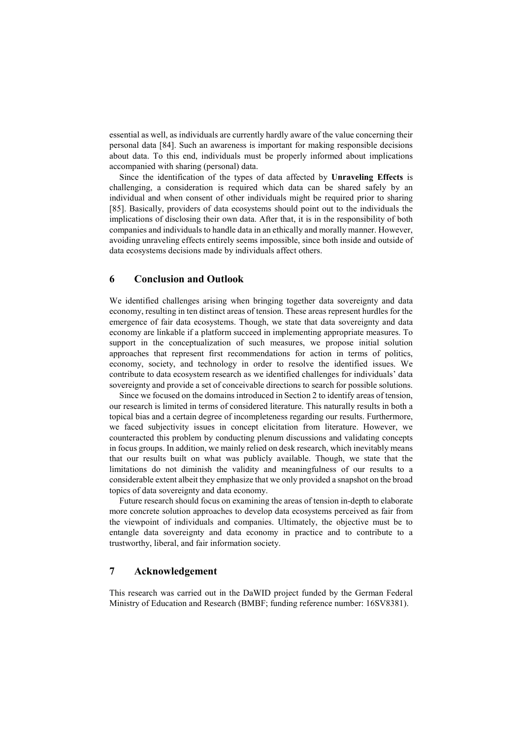essential as well, as individuals are currently hardly aware of the value concerning their personal data [84]. Such an awareness is important for making responsible decisions about data. To this end, individuals must be properly informed about implications accompanied with sharing (personal) data.

Since the identification of the types of data affected by **Unraveling Effects** is challenging, a consideration is required which data can be shared safely by an individual and when consent of other individuals might be required prior to sharing [85]. Basically, providers of data ecosystems should point out to the individuals the implications of disclosing their own data. After that, it is in the responsibility of both companies and individuals to handle data in an ethically and morally manner. However, avoiding unraveling effects entirely seems impossible, since both inside and outside of data ecosystems decisions made by individuals affect others.

## 6 Conclusion and Outlook

We identified challenges arising when bringing together data sovereignty and data economy, resulting in ten distinct areas of tension. These areas represent hurdles for the emergence of fair data ecosystems. Though, we state that data sovereignty and data economy are linkable if a platform succeed in implementing appropriate measures. To support in the conceptualization of such measures, we propose initial solution approaches that represent first recommendations for action in terms of politics, economy, society, and technology in order to resolve the identified issues. We contribute to data ecosystem research as we identified challenges for individuals' data sovereignty and provide a set of conceivable directions to search for possible solutions.

Since we focused on the domains introduced in Section 2 to identify areas of tension, our research is limited in terms of considered literature. This naturally results in both a topical bias and a certain degree of incompleteness regarding our results. Furthermore, we faced subjectivity issues in concept elicitation from literature. However, we counteracted this problem by conducting plenum discussions and validating concepts in focus groups. In addition, we mainly relied on desk research, which inevitably means that our results built on what was publicly available. Though, we state that the limitations do not diminish the validity and meaningfulness of our results to a considerable extent albeit they emphasize that we only provided a snapshot on the broad topics of data sovereignty and data economy.

Future research should focus on examining the areas of tension in-depth to elaborate more concrete solution approaches to develop data ecosystems perceived as fair from the viewpoint of individuals and companies. Ultimately, the objective must be to entangle data sovereignty and data economy in practice and to contribute to a trustworthy, liberal, and fair information society.

## 7 Acknowledgement

This research was carried out in the DaWID project funded by the German Federal Ministry of Education and Research (BMBF; funding reference number: 16SV8381).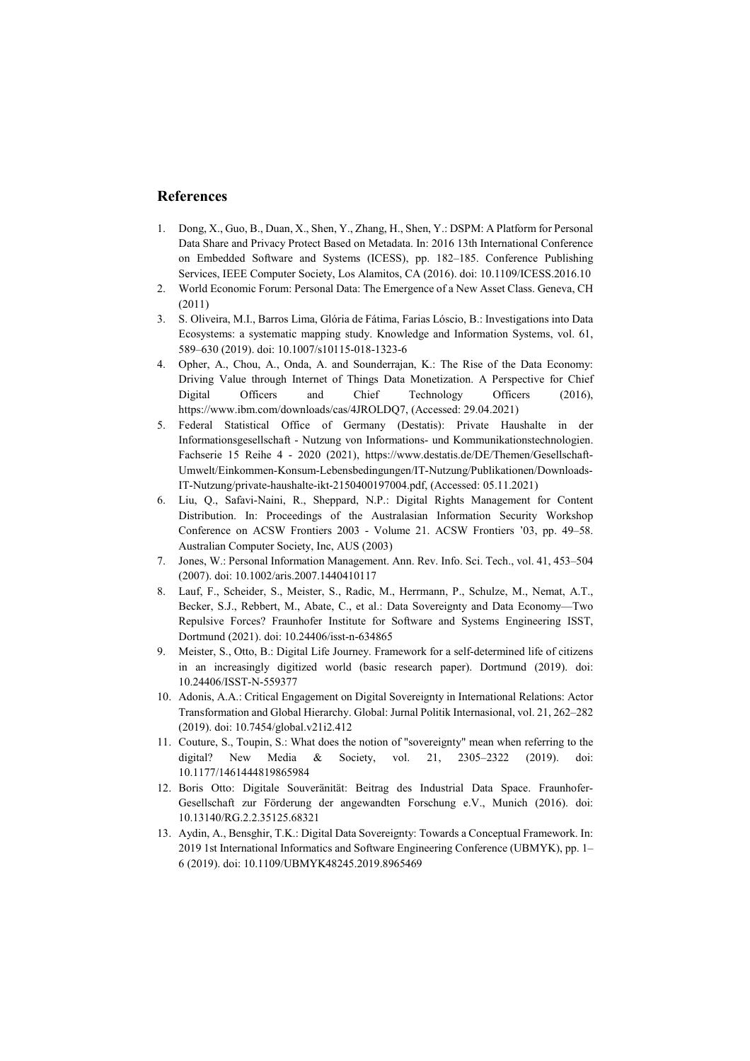## References

1. Dong, X., Guo, B., Duan, X., Shen, Y., Zhang, H., Shen, Y.: DSPM: A Platform for Personal Data Share and Privacy Protect Based on Metadata. In: 2016 13th International Conference on Embedded Software and Systems (ICESS), pp. 182–185. Conference Publishing Services, IEEE Computer Society, Los Alamitos, CA (2016). doi: 10.1109/ICESS.2016.10
2. World Economic Forum: Personal Data: The Emergence of a New Asset Class. Geneva, CH (2011)
3. S. Oliveira, M.I., Barros Lima, Glória de Fátima, Farias Lóscio, B.: Investigations into Data Ecosystems: a systematic mapping study. Knowledge and Information Systems, vol. 61, 589–630 (2019). doi: 10.1007/s10115-018-1323-6
4. Opher, A., Chou, A., Onda, A. and Sounderrajan, K.: The Rise of the Data Economy: Driving Value through Internet of Things Data Monetization. A Perspective for Chief Digital Officers and Chief Technology Officers (2016), https://www.ibm.com/downloads/cas/4JROLDQ7, (Accessed: 29.04.2021)
5. Federal Statistical Office of Germany (Destatis): Private Haushalte in der Informationsgesellschaft - Nutzung von Informations- und Kommunikationstechnologien. Fachserie 15 Reihe 4 - 2020 (2021), https://www.destatis.de/DE/Themen/Gesellschaft-Umwelt/Einkommen-Konsum-Lebensbedingungen/IT-Nutzung/Publikationen/Downloads-IT-Nutzung/private-haushalte-ikt-2150400197004.pdf, (Accessed: 05.11.2021)
6. Liu, Q., Safavi-Naini, R., Sheppard, N.P.: Digital Rights Management for Content Distribution. In: Proceedings of the Australasian Information Security Workshop Conference on ACSW Frontiers 2003 - Volume 21. ACSW Frontiers '03, pp. 49–58. Australian Computer Society, Inc, AUS (2003)
7. Jones, W.: Personal Information Management. Ann. Rev. Info. Sci. Tech., vol. 41, 453–504 (2007). doi: 10.1002/aris.2007.1440410117
8. Lauf, F., Scheider, S., Meister, S., Radic, M., Herrmann, P., Schulze, M., Nemat, A.T., Becker, S.J., Rebbert, M., Abate, C., et al.: Data Sovereignty and Data Economy—Two Repulsive Forces? Fraunhofer Institute for Software and Systems Engineering ISST, Dortmund (2021). doi: 10.24406/isst-n-634865
9. Meister, S., Otto, B.: Digital Life Journey. Framework for a self-determined life of citizens in an increasingly digitized world (basic research paper). Dortmund (2019). doi: 10.24406/ISST-N-559377
10. Adonis, A.A.: Critical Engagement on Digital Sovereignty in International Relations: Actor Transformation and Global Hierarchy. Global: Jurnal Politik Internasional, vol. 21, 262–282 (2019). doi: 10.7454/global.v21i2.412
11. Couture, S., Toupin, S.: What does the notion of "sovereignty" mean when referring to the digital? New Media & Society, vol. 21, 2305–2322 (2019). doi: 10.1177/1461444819865984
12. Boris Otto: Digitale Souveränität: Beitrag des Industrial Data Space. Fraunhofer-Gesellschaft zur Förderung der angewandten Forschung e.V., Munich (2016). doi: 10.13140/RG.2.2.35125.68321
13. Aydin, A., Bensghir, T.K.: Digital Data Sovereignty: Towards a Conceptual Framework. In: 2019 1st International Informatics and Software Engineering Conference (UBMYK), pp. 1–6 (2019). doi: 10.1109/UBMYK48245.2019.8965469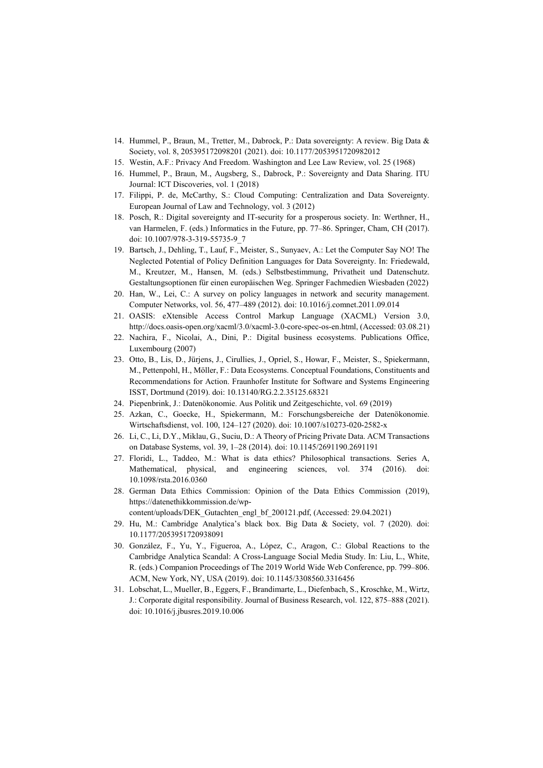14. Hummel, P., Braun, M., Tretter, M., Dabrock, P.: Data sovereignty: A review. Big Data & Society, vol. 8, 205395172098201 (2021). doi: 10.1177/2053951720982012
15. Westin, A.F.: Privacy And Freedom. Washington and Lee Law Review, vol. 25 (1968)
16. Hummel, P., Braun, M., Augsberg, S., Dabrock, P.: Sovereignty and Data Sharing. ITU Journal: ICT Discoveries, vol. 1 (2018)
17. Filippi, P. de, McCarthy, S.: Cloud Computing: Centralization and Data Sovereignty. European Journal of Law and Technology, vol. 3 (2012)
18. Posch, R.: Digital sovereignty and IT-security for a prosperous society. In: Werthner, H., van Harmelen, F. (eds.) Informatics in the Future, pp. 77–86. Springer, Cham, CH (2017). doi: 10.1007/978-3-319-55735-9_7
19. Bartsch, J., Dehling, T., Lauf, F., Meister, S., Sunyaev, A.: Let the Computer Say NO! The Neglected Potential of Policy Definition Languages for Data Sovereignty. In: Friedewald, M., Kreutzer, M., Hansen, M. (eds.) Selbstbestimmung, Privatheit und Datenschutz. Gestaltungsoptionen für einen europäischen Weg. Springer Fachmedien Wiesbaden (2022)
20. Han, W., Lei, C.: A survey on policy languages in network and security management. Computer Networks, vol. 56, 477–489 (2012). doi: 10.1016/j.comnet.2011.09.014
21. OASIS: eXtensible Access Control Markup Language (XACML) Version 3.0, http://docs.oasis-open.org/xacml/3.0/xacml-3.0-core-spec-os-en.html, (Accessed: 03.08.21)
22. Nachira, F., Nicolai, A., Dini, P.: Digital business ecosystems. Publications Office, Luxembourg (2007)
23. Otto, B., Lis, D., Jürjens, J., Cirullies, J., Opriel, S., Howar, F., Meister, S., Spiekermann, M., Pettenpohl, H., Möller, F.: Data Ecosystems. Conceptual Foundations, Constituents and Recommendations for Action. Fraunhofer Institute for Software and Systems Engineering ISST, Dortmund (2019). doi: 10.13140/RG.2.2.35125.68321
24. Piepenbrink, J.: Datenökonomie. Aus Politik und Zeitgeschichte, vol. 69 (2019)
25. Azkan, C., Goecke, H., Spiekermann, M.: Forschungsbereiche der Datenökonomie. Wirtschaftsdienst, vol. 100, 124–127 (2020). doi: 10.1007/s10273-020-2582-x
26. Li, C., Li, D.Y., Miklau, G., Suciu, D.: A Theory of Pricing Private Data. ACM Transactions on Database Systems, vol. 39, 1–28 (2014). doi: 10.1145/2691190.2691191
27. Floridi, L., Taddeo, M.: What is data ethics? Philosophical transactions. Series A, Mathematical, physical, and engineering sciences, vol. 374 (2016). doi: 10.1098/rsta.2016.0360
28. German Data Ethics Commission: Opinion of the Data Ethics Commission (2019), https://datenethikkommission.de/wp-content/uploads/DEK_Gutachten_engl_bf_200121.pdf, (Accessed: 29.04.2021)
29. Hu, M.: Cambridge Analytica's black box. Big Data & Society, vol. 7 (2020). doi: 10.1177/2053951720938091
30. González, F., Yu, Y., Figueroa, A., López, C., Aragon, C.: Global Reactions to the Cambridge Analytica Scandal: A Cross-Language Social Media Study. In: Liu, L., White, R. (eds.) Companion Proceedings of The 2019 World Wide Web Conference, pp. 799–806. ACM, New York, NY, USA (2019). doi: 10.1145/3308560.3316456
31. Lobschat, L., Mueller, B., Eggers, F., Brandimarte, L., Diefenbach, S., Kroschke, M., Wirtz, J.: Corporate digital responsibility. Journal of Business Research, vol. 122, 875–888 (2021). doi: 10.1016/j.jbusres.2019.10.006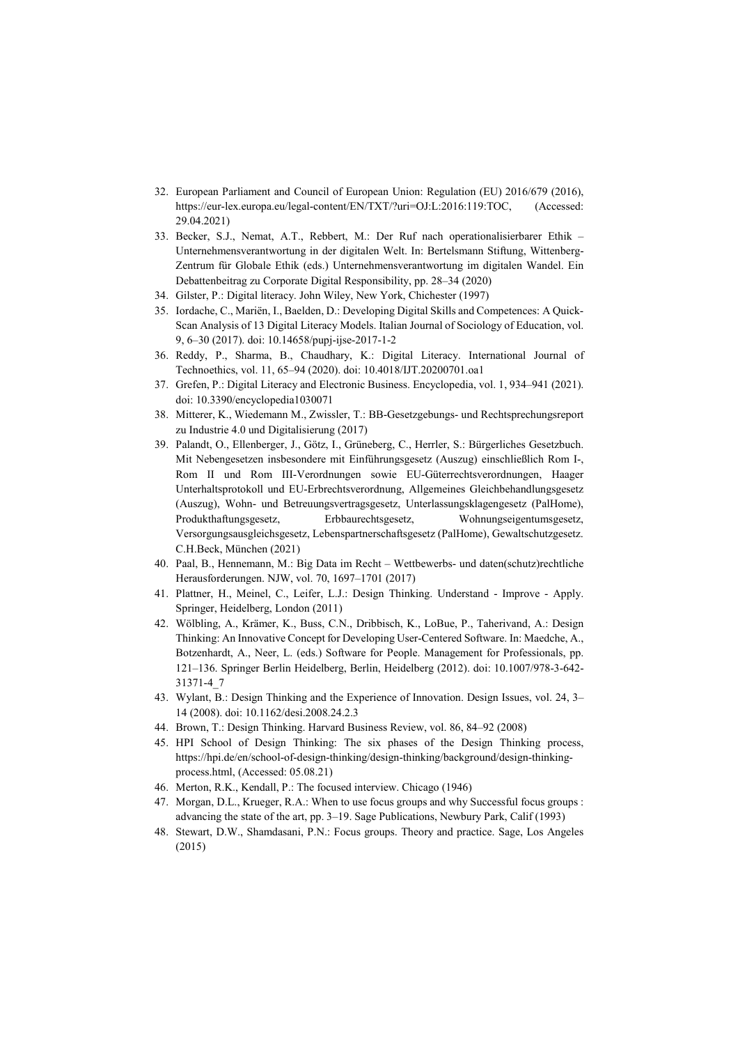32. European Parliament and Council of European Union: Regulation (EU) 2016/679 (2016), https://eur-lex.europa.eu/legal-content/EN/TXT/?uri=OJ:L:2016:119:TOC, (Accessed: 29.04.2021)
33. Becker, S.J., Nemat, A.T., Rebbert, M.: Der Ruf nach operationalisierbarer Ethik – Unternehmensverantwortung in der digitalen Welt. In: Bertelsmann Stiftung, Wittenberg-Zentrum für Globale Ethik (eds.) Unternehmensverantwortung im digitalen Wandel. Ein Debattenbeitrag zu Corporate Digital Responsibility, pp. 28–34 (2020)
34. Gilster, P.: Digital literacy. John Wiley, New York, Chichester (1997)
35. Iordache, C., Mariën, I., Baelden, D.: Developing Digital Skills and Competences: A Quick-Scan Analysis of 13 Digital Literacy Models. Italian Journal of Sociology of Education, vol. 9, 6–30 (2017). doi: 10.14658/pupj-ijse-2017-1-2
36. Reddy, P., Sharma, B., Chaudhary, K.: Digital Literacy. International Journal of Technoethics, vol. 11, 65–94 (2020). doi: 10.4018/IJT.20200701.oa1
37. Grefen, P.: Digital Literacy and Electronic Business. Encyclopedia, vol. 1, 934–941 (2021). doi: 10.3390/encyclopedia1030071
38. Mitterer, K., Wiedemann M., Zwissler, T.: BB-Gesetzgebungs- und Rechtsprechungsreport zu Industrie 4.0 und Digitalisierung (2017)
39. Palandt, O., Ellenberger, J., Götz, I., Grüneberg, C., Herrler, S.: Bürgerliches Gesetzbuch. Mit Nebengesetzen insbesondere mit Einführungsgesetz (Auszug) einschließlich Rom I-, Rom II und Rom III-Verordnungen sowie EU-Güterrechtsverordnungen, Haager Unterhaltsprotokoll und EU-Erbrechtsverordnung, Allgemeines Gleichbehandlungsgesetz (Auszug), Wohn- und Betreuungsvertragsgesetz, Unterlassungsklagengesetz (PalHome), Produkthaftungsgesetz, Erbbaurechtsgesetz, Wohnungseigentumsgesetz, Versorgungsausgleichsgesetz, Lebenspartnerschaftsgesetz (PalHome), Gewaltschutzgesetz. C.H.Beck, München (2021)
40. Paal, B., Hennemann, M.: Big Data im Recht – Wettbewerbs- und daten(schutz)rechtliche Herausforderungen. NJW, vol. 70, 1697–1701 (2017)
41. Plattner, H., Meinel, C., Leifer, L.J.: Design Thinking. Understand - Improve - Apply. Springer, Heidelberg, London (2011)
42. Wölbling, A., Krämer, K., Buss, C.N., Dribbisch, K., LoBue, P., Taherivand, A.: Design Thinking: An Innovative Concept for Developing User-Centered Software. In: Maedche, A., Botzenhardt, A., Neer, L. (eds.) Software for People. Management for Professionals, pp. 121–136. Springer Berlin Heidelberg, Berlin, Heidelberg (2012). doi: 10.1007/978-3-642-31371-4_7
43. Wylant, B.: Design Thinking and the Experience of Innovation. Design Issues, vol. 24, 3–14 (2008). doi: 10.1162/desi.2008.24.2.3
44. Brown, T.: Design Thinking. Harvard Business Review, vol. 86, 84–92 (2008)
45. HPI School of Design Thinking: The six phases of the Design Thinking process, https://hpi.de/en/school-of-design-thinking/design-thinking/background/design-thinking-process.html, (Accessed: 05.08.21)
46. Merton, R.K., Kendall, P.: The focused interview. Chicago (1946)
47. Morgan, D.L., Krueger, R.A.: When to use focus groups and why Successful focus groups : advancing the state of the art, pp. 3–19. Sage Publications, Newbury Park, Calif (1993)
48. Stewart, D.W., Shamdasani, P.N.: Focus groups. Theory and practice. Sage, Los Angeles (2015)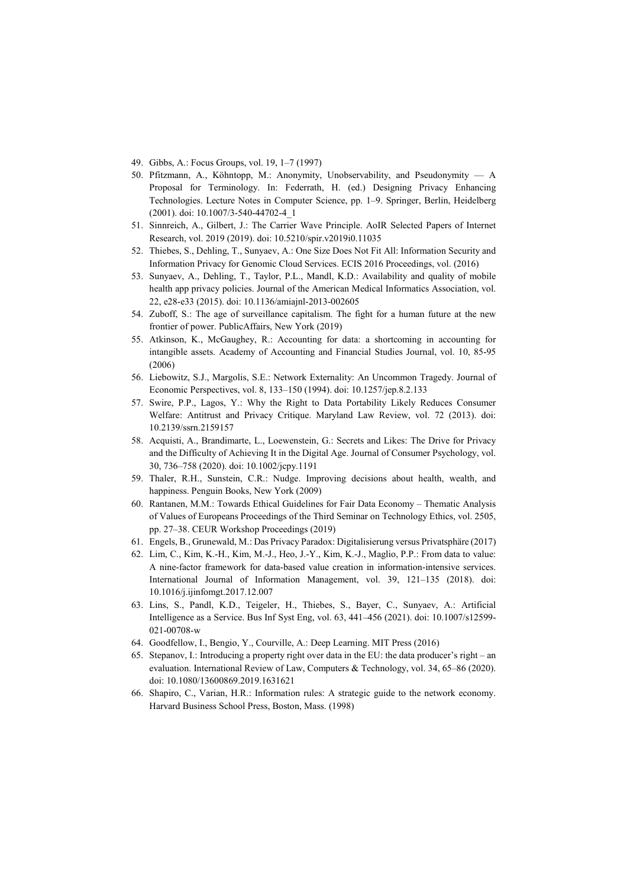49. Gibbs, A.: Focus Groups, vol. 19, 1–7 (1997)
50. Pfitzmann, A., Köhntopp, M.: Anonymity, Unobservability, and Pseudonymity — A Proposal for Terminology. In: Federrath, H. (ed.) Designing Privacy Enhancing Technologies. Lecture Notes in Computer Science, pp. 1–9. Springer, Berlin, Heidelberg (2001). doi: 10.1007/3-540-44702-4_1
51. Sinnreich, A., Gilbert, J.: The Carrier Wave Principle. AoIR Selected Papers of Internet Research, vol. 2019 (2019). doi: 10.5210/spir.v2019i0.11035
52. Thiebes, S., Dehling, T., Sunyaev, A.: One Size Does Not Fit All: Information Security and Information Privacy for Genomic Cloud Services. ECIS 2016 Proceedings, vol. (2016)
53. Sunyaev, A., Dehling, T., Taylor, P.L., Mandl, K.D.: Availability and quality of mobile health app privacy policies. Journal of the American Medical Informatics Association, vol. 22, e28-e33 (2015). doi: 10.1136/amiajnl-2013-002605
54. Zuboff, S.: The age of surveillance capitalism. The fight for a human future at the new frontier of power. PublicAffairs, New York (2019)
55. Atkinson, K., McGaughey, R.: Accounting for data: a shortcoming in accounting for intangible assets. Academy of Accounting and Financial Studies Journal, vol. 10, 85-95 (2006)
56. Liebowitz, S.J., Margolis, S.E.: Network Externality: An Uncommon Tragedy. Journal of Economic Perspectives, vol. 8, 133–150 (1994). doi: 10.1257/jep.8.2.133
57. Swire, P.P., Lagos, Y.: Why the Right to Data Portability Likely Reduces Consumer Welfare: Antitrust and Privacy Critique. Maryland Law Review, vol. 72 (2013). doi: 10.2139/ssrn.2159157
58. Acquisti, A., Brandimarte, L., Loewenstein, G.: Secrets and Likes: The Drive for Privacy and the Difficulty of Achieving It in the Digital Age. Journal of Consumer Psychology, vol. 30, 736–758 (2020). doi: 10.1002/jcpy.1191
59. Thaler, R.H., Sunstein, C.R.: Nudge. Improving decisions about health, wealth, and happiness. Penguin Books, New York (2009)
60. Rantanen, M.M.: Towards Ethical Guidelines for Fair Data Economy – Thematic Analysis of Values of Europeans Proceedings of the Third Seminar on Technology Ethics, vol. 2505, pp. 27–38. CEUR Workshop Proceedings (2019)
61. Engels, B., Grunewald, M.: Das Privacy Paradox: Digitalisierung versus Privatsphäre (2017)
62. Lim, C., Kim, K.-H., Kim, M.-J., Heo, J.-Y., Kim, K.-J., Maglio, P.P.: From data to value: A nine-factor framework for data-based value creation in information-intensive services. International Journal of Information Management, vol. 39, 121–135 (2018). doi: 10.1016/j.ijinfomgt.2017.12.007
63. Lins, S., Pandl, K.D., Teigeler, H., Thiebes, S., Bayer, C., Sunyaev, A.: Artificial Intelligence as a Service. Bus Inf Syst Eng, vol. 63, 441–456 (2021). doi: 10.1007/s12599-021-00708-w
64. Goodfellow, I., Bengio, Y., Courville, A.: Deep Learning. MIT Press (2016)
65. Stepanov, I.: Introducing a property right over data in the EU: the data producer's right – an evaluation. International Review of Law, Computers & Technology, vol. 34, 65–86 (2020). doi: 10.1080/13600869.2019.1631621
66. Shapiro, C., Varian, H.R.: Information rules: A strategic guide to the network economy. Harvard Business School Press, Boston, Mass. (1998)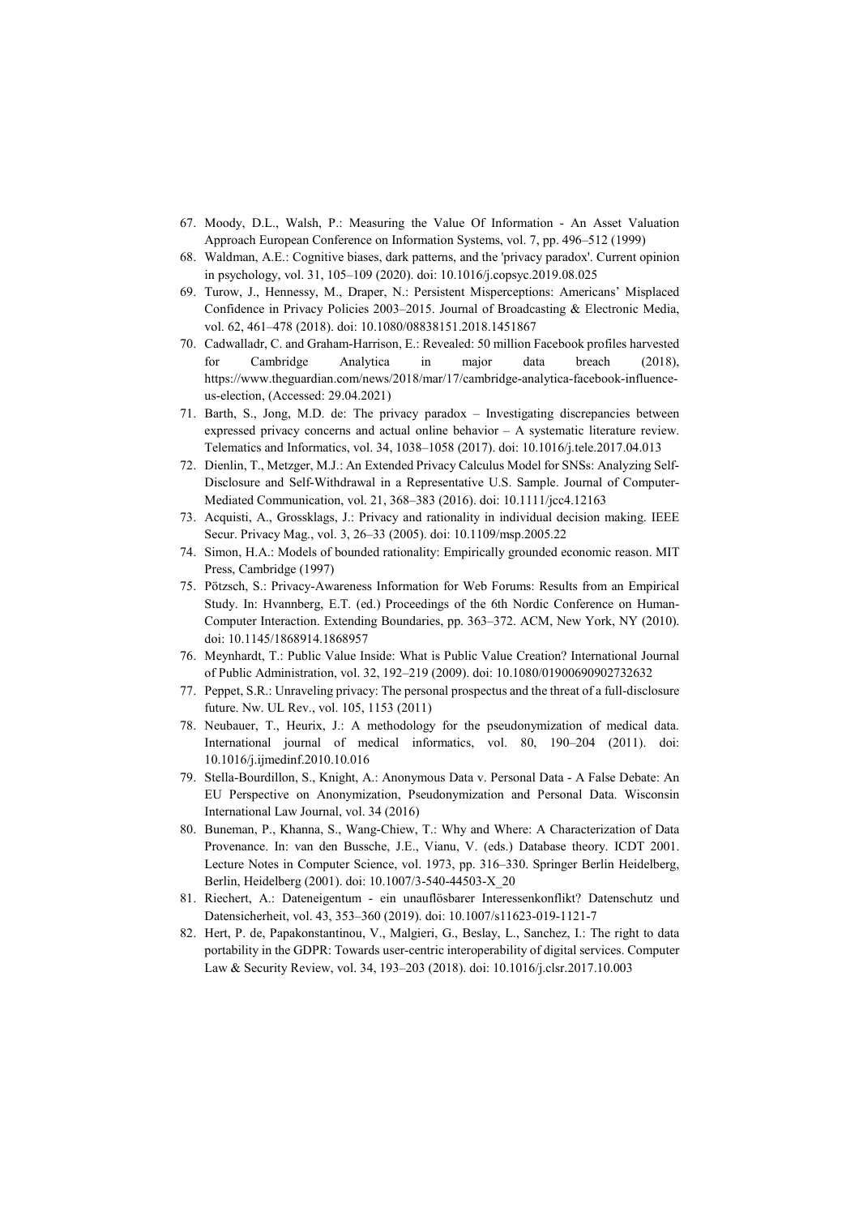67. Moody, D.L., Walsh, P.: Measuring the Value Of Information - An Asset Valuation Approach European Conference on Information Systems, vol. 7, pp. 496–512 (1999)
68. Waldman, A.E.: Cognitive biases, dark patterns, and the 'privacy paradox'. Current opinion in psychology, vol. 31, 105–109 (2020). doi: 10.1016/j.copsyc.2019.08.025
69. Turow, J., Hennessy, M., Draper, N.: Persistent Misperceptions: Americans' Misplaced Confidence in Privacy Policies 2003–2015. Journal of Broadcasting & Electronic Media, vol. 62, 461–478 (2018). doi: 10.1080/08838151.2018.1451867
70. Cadwalladr, C. and Graham-Harrison, E.: Revealed: 50 million Facebook profiles harvested for Cambridge Analytica in major data breach (2018), https://www.theguardian.com/news/2018/mar/17/cambridge-analytica-facebook-influence-us-election, (Accessed: 29.04.2021)
71. Barth, S., Jong, M.D. de: The privacy paradox – Investigating discrepancies between expressed privacy concerns and actual online behavior – A systematic literature review. Telematics and Informatics, vol. 34, 1038–1058 (2017). doi: 10.1016/j.tele.2017.04.013
72. Dienlin, T., Metzger, M.J.: An Extended Privacy Calculus Model for SNSs: Analyzing Self-Disclosure and Self-Withdrawal in a Representative U.S. Sample. Journal of Computer-Mediated Communication, vol. 21, 368–383 (2016). doi: 10.1111/jcc4.12163
73. Acquisti, A., Grossklags, J.: Privacy and rationality in individual decision making. IEEE Secur. Privacy Mag., vol. 3, 26–33 (2005). doi: 10.1109/msp.2005.22
74. Simon, H.A.: Models of bounded rationality: Empirically grounded economic reason. MIT Press, Cambridge (1997)
75. Pötzsch, S.: Privacy-Awareness Information for Web Forums: Results from an Empirical Study. In: Hvannberg, E.T. (ed.) Proceedings of the 6th Nordic Conference on Human-Computer Interaction. Extending Boundaries, pp. 363–372. ACM, New York, NY (2010). doi: 10.1145/1868914.1868957
76. Meynhardt, T.: Public Value Inside: What is Public Value Creation? International Journal of Public Administration, vol. 32, 192–219 (2009). doi: 10.1080/01900690902732632
77. Peppet, S.R.: Unraveling privacy: The personal prospectus and the threat of a full-disclosure future. Nw. UL Rev., vol. 105, 1153 (2011)
78. Neubauer, T., Heurix, J.: A methodology for the pseudonymization of medical data. International journal of medical informatics, vol. 80, 190–204 (2011). doi: 10.1016/j.ijmedinf.2010.10.016
79. Stella-Bourdillon, S., Knight, A.: Anonymous Data v. Personal Data - A False Debate: An EU Perspective on Anonymization, Pseudonymization and Personal Data. Wisconsin International Law Journal, vol. 34 (2016)
80. Buneman, P., Khanna, S., Wang-Chiew, T.: Why and Where: A Characterization of Data Provenance. In: van den Bussche, J.E., Vianu, V. (eds.) Database theory. ICDT 2001. Lecture Notes in Computer Science, vol. 1973, pp. 316–330. Springer Berlin Heidelberg, Berlin, Heidelberg (2001). doi: 10.1007/3-540-44503-X_20
81. Riechert, A.: Dateneigentum - ein unauflösbarer Interessenkonflikt? Datenschutz und Datensicherheit, vol. 43, 353–360 (2019). doi: 10.1007/s11623-019-1121-7
82. Hert, P. de, Papakonstantinou, V., Malgieri, G., Beslay, L., Sanchez, I.: The right to data portability in the GDPR: Towards user-centric interoperability of digital services. Computer Law & Security Review, vol. 34, 193–203 (2018). doi: 10.1016/j.clsr.2017.10.003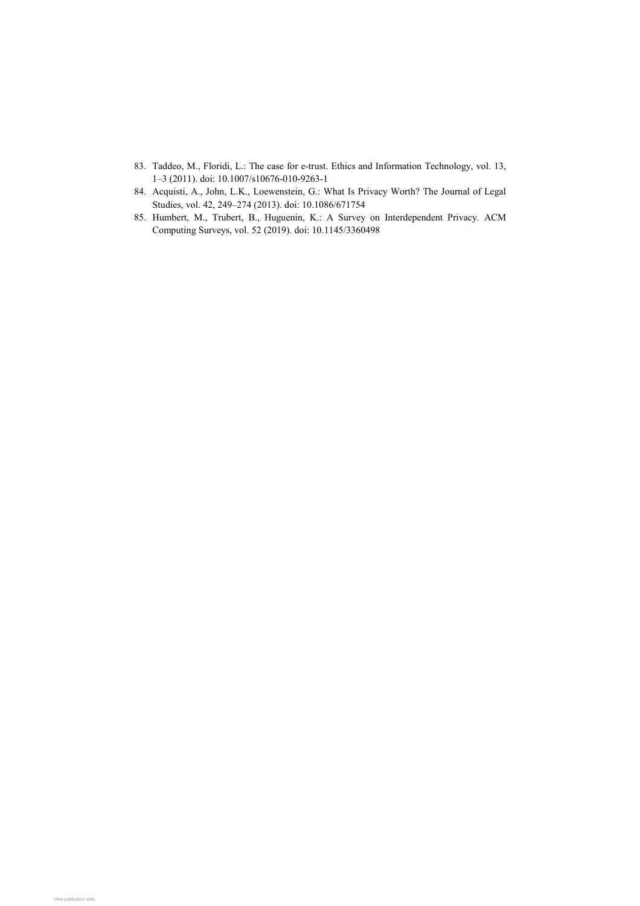83. Taddeo, M., Floridi, L.: The case for e-trust. Ethics and Information Technology, vol. 13, 1–3 (2011). doi: 10.1007/s10676-010-9263-1
84. Acquisti, A., John, L.K., Loewenstein, G.: What Is Privacy Worth? The Journal of Legal Studies, vol. 42, 249–274 (2013). doi: 10.1086/671754
85. Humbert, M., Trubert, B., Huguenin, K.: A Survey on Interdependent Privacy. ACM Computing Surveys, vol. 52 (2019). doi: 10.1145/3360498